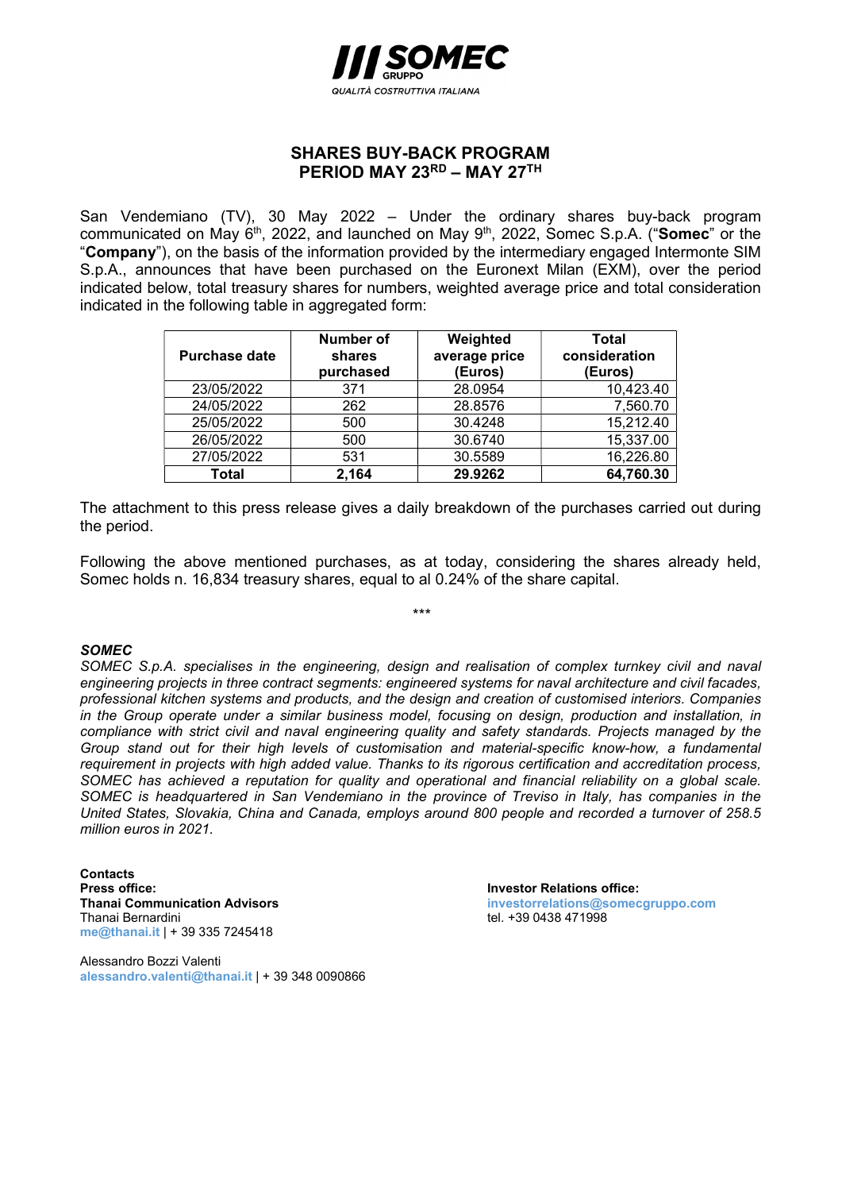# SHARES BUY-BACK PROGRAM
# PERIOD MAY 23RD – MAY 27TH

San Vendemiano (TV), 30 May 2022 – Under the ordinary shares buy-back program communicated on May 6th, 2022, and launched on May 9th, 2022, Somec S.p.A. ("**Somec**" or the "**Company**"), on the basis of the information provided by the intermediary engaged Intermonte SIM S.p.A., announces that have been purchased on the Euronext Milan (EXM), over the period indicated below, total treasury shares for numbers, weighted average price and total consideration indicated in the following table in aggregated form:

| Purchase date | Number of shares purchased | Weighted average price (Euros) | Total consideration (Euros) |
|---|---|---|---|
| 23/05/2022 | 371 | 28.0954 | 10,423.40 |
| 24/05/2022 | 262 | 28.8576 | 7,560.70 |
| 25/05/2022 | 500 | 30.4248 | 15,212.40 |
| 26/05/2022 | 500 | 30.6740 | 15,337.00 |
| 27/05/2022 | 531 | 30.5589 | 16,226.80 |
| **Total** | **2,164** | **29.9262** | **64,760.30** |

The attachment to this press release gives a daily breakdown of the purchases carried out during the period.

Following the above mentioned purchases, as at today, considering the shares already held, Somec holds n. 16,834 treasury shares, equal to al 0.24% of the share capital.

\*\*\*

***SOMEC***

*SOMEC S.p.A. specialises in the engineering, design and realisation of complex turnkey civil and naval engineering projects in three contract segments: engineered systems for naval architecture and civil facades, professional kitchen systems and products, and the design and creation of customised interiors. Companies in the Group operate under a similar business model, focusing on design, production and installation, in compliance with strict civil and naval engineering quality and safety standards. Projects managed by the Group stand out for their high levels of customisation and material-specific know-how, a fundamental requirement in projects with high added value. Thanks to its rigorous certification and accreditation process, SOMEC has achieved a reputation for quality and operational and financial reliability on a global scale. SOMEC is headquartered in San Vendemiano in the province of Treviso in Italy, has companies in the United States, Slovakia, China and Canada, employs around 800 people and recorded a turnover of 258.5 million euros in 2021.*

**Contacts**
**Press office:**
**Thanai Communication Advisors**
Thanai Bernardini
me@thanai.it | + 39 335 7245418

Alessandro Bozzi Valenti
alessandro.valenti@thanai.it | + 39 348 0090866

**Investor Relations office:**
investorrelations@somecgruppo.com
tel. +39 0438 471998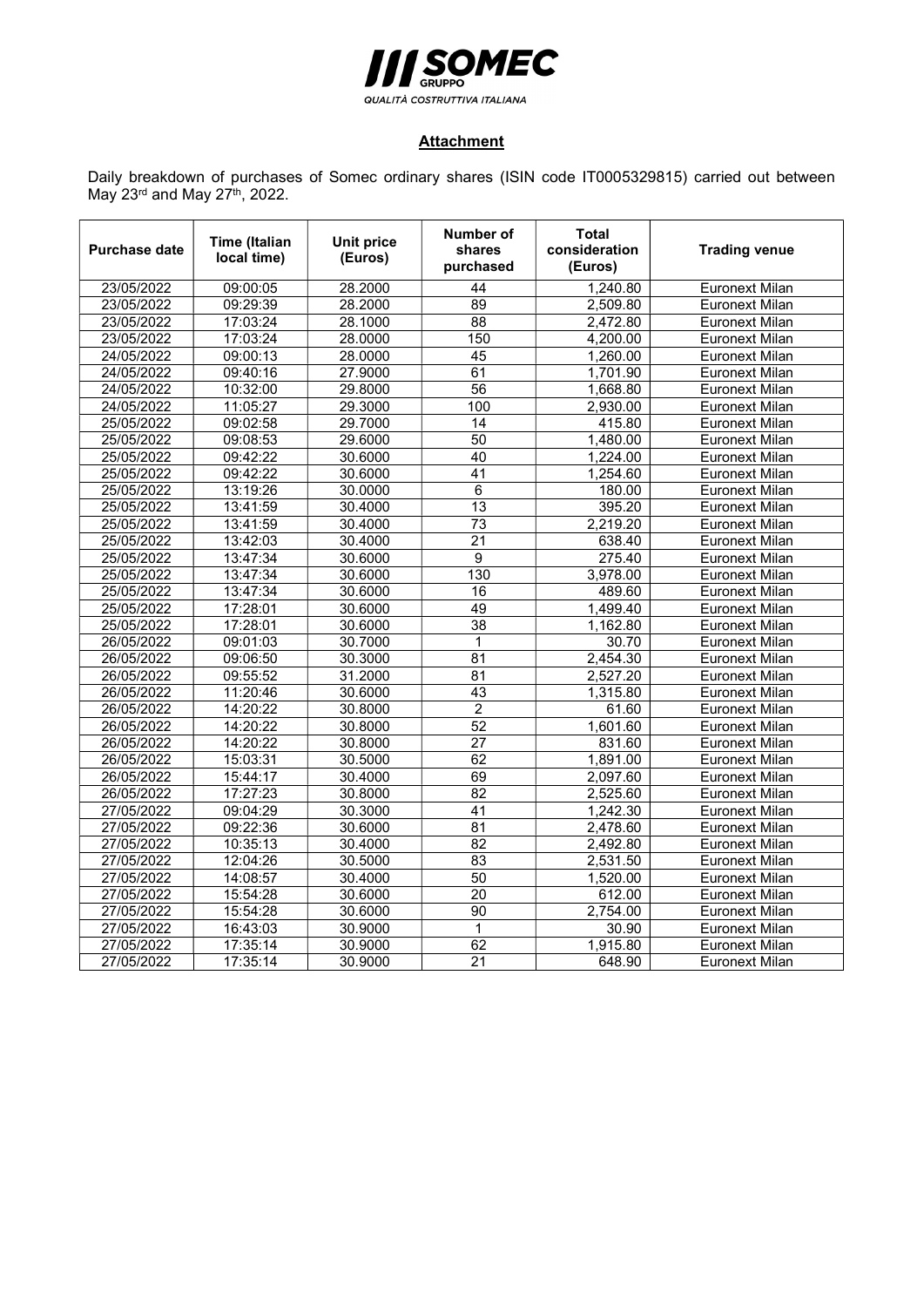**Attachment**

Daily breakdown of purchases of Somec ordinary shares (ISIN code IT0005329815) carried out between May 23rd and May 27th, 2022.

| Purchase date | Time (Italian local time) | Unit price (Euros) | Number of shares purchased | Total consideration (Euros) | Trading venue |
|---|---|---|---|---|---|
| 23/05/2022 | 09:00:05 | 28.2000 | 44 | 1,240.80 | Euronext Milan |
| 23/05/2022 | 09:29:39 | 28.2000 | 89 | 2,509.80 | Euronext Milan |
| 23/05/2022 | 17:03:24 | 28.1000 | 88 | 2,472.80 | Euronext Milan |
| 23/05/2022 | 17:03:24 | 28.0000 | 150 | 4,200.00 | Euronext Milan |
| 24/05/2022 | 09:00:13 | 28.0000 | 45 | 1,260.00 | Euronext Milan |
| 24/05/2022 | 09:40:16 | 27.9000 | 61 | 1,701.90 | Euronext Milan |
| 24/05/2022 | 10:32:00 | 29.8000 | 56 | 1,668.80 | Euronext Milan |
| 24/05/2022 | 11:05:27 | 29.3000 | 100 | 2,930.00 | Euronext Milan |
| 25/05/2022 | 09:02:58 | 29.7000 | 14 | 415.80 | Euronext Milan |
| 25/05/2022 | 09:08:53 | 29.6000 | 50 | 1,480.00 | Euronext Milan |
| 25/05/2022 | 09:42:22 | 30.6000 | 40 | 1,224.00 | Euronext Milan |
| 25/05/2022 | 09:42:22 | 30.6000 | 41 | 1,254.60 | Euronext Milan |
| 25/05/2022 | 13:19:26 | 30.0000 | 6 | 180.00 | Euronext Milan |
| 25/05/2022 | 13:41:59 | 30.4000 | 13 | 395.20 | Euronext Milan |
| 25/05/2022 | 13:41:59 | 30.4000 | 73 | 2,219.20 | Euronext Milan |
| 25/05/2022 | 13:42:03 | 30.4000 | 21 | 638.40 | Euronext Milan |
| 25/05/2022 | 13:47:34 | 30.6000 | 9 | 275.40 | Euronext Milan |
| 25/05/2022 | 13:47:34 | 30.6000 | 130 | 3,978.00 | Euronext Milan |
| 25/05/2022 | 13:47:34 | 30.6000 | 16 | 489.60 | Euronext Milan |
| 25/05/2022 | 17:28:01 | 30.6000 | 49 | 1,499.40 | Euronext Milan |
| 25/05/2022 | 17:28:01 | 30.6000 | 38 | 1,162.80 | Euronext Milan |
| 26/05/2022 | 09:01:03 | 30.7000 | 1 | 30.70 | Euronext Milan |
| 26/05/2022 | 09:06:50 | 30.3000 | 81 | 2,454.30 | Euronext Milan |
| 26/05/2022 | 09:55:52 | 31.2000 | 81 | 2,527.20 | Euronext Milan |
| 26/05/2022 | 11:20:46 | 30.6000 | 43 | 1,315.80 | Euronext Milan |
| 26/05/2022 | 14:20:22 | 30.8000 | 2 | 61.60 | Euronext Milan |
| 26/05/2022 | 14:20:22 | 30.8000 | 52 | 1,601.60 | Euronext Milan |
| 26/05/2022 | 14:20:22 | 30.8000 | 27 | 831.60 | Euronext Milan |
| 26/05/2022 | 15:03:31 | 30.5000 | 62 | 1,891.00 | Euronext Milan |
| 26/05/2022 | 15:44:17 | 30.4000 | 69 | 2,097.60 | Euronext Milan |
| 26/05/2022 | 17:27:23 | 30.8000 | 82 | 2,525.60 | Euronext Milan |
| 27/05/2022 | 09:04:29 | 30.3000 | 41 | 1,242.30 | Euronext Milan |
| 27/05/2022 | 09:22:36 | 30.6000 | 81 | 2,478.60 | Euronext Milan |
| 27/05/2022 | 10:35:13 | 30.4000 | 82 | 2,492.80 | Euronext Milan |
| 27/05/2022 | 12:04:26 | 30.5000 | 83 | 2,531.50 | Euronext Milan |
| 27/05/2022 | 14:08:57 | 30.4000 | 50 | 1,520.00 | Euronext Milan |
| 27/05/2022 | 15:54:28 | 30.6000 | 20 | 612.00 | Euronext Milan |
| 27/05/2022 | 15:54:28 | 30.6000 | 90 | 2,754.00 | Euronext Milan |
| 27/05/2022 | 16:43:03 | 30.9000 | 1 | 30.90 | Euronext Milan |
| 27/05/2022 | 17:35:14 | 30.9000 | 62 | 1,915.80 | Euronext Milan |
| 27/05/2022 | 17:35:14 | 30.9000 | 21 | 648.90 | Euronext Milan |